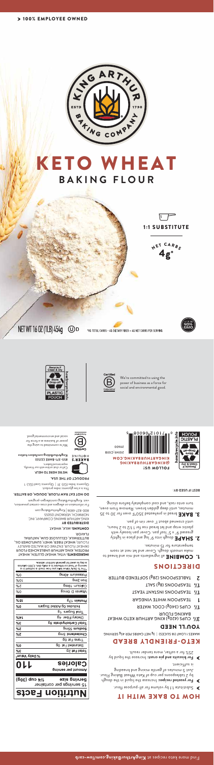> 100% EMPLOYEE OWNED

KING ARTHUR BAKING COMPANY
ESTD 1790

# KETO WHEAT
## BAKING FLOUR

1:1 SUBSTITUTE

NET CARBS 4g*

NET WT 16 OZ (1LB) 454g

*6G TOTAL CARBS - 4G DIETARY FIBER = 4G NET CARBS PER SERVING

NON-GMO

We're committed to using the power of business as a force for social and environmental good.

Certified B Corporation

## HOW TO BAKE WITH IT

- Substitute 1:1 by volume for all-purpose flour.
- **For yeasted recipes:** Increase the liquid in the dough by 2 tablespoons per cup of Keto Wheat Baking Flour. Just 5 minutes of gentle mixing and kneading is sufficient.
- **For biscuits and pie crust:** Increase the liquid by 25% for a softer, more tender result.

## KETO-FRIENDLY BREAD

MAKES 1 LOAF (16 SLICES) | 3g NET CARBS PER 45g SERVING

### YOU'LL NEED

- 3½ CUPS (420g) KING ARTHUR KETO WHEAT BAKING FLOUR
- 1½ CUPS (340g) COOL WATER
- 1 TEASPOON WHITE WINE VINEGAR
- 1½ TEASPOONS INSTANT YEAST
- 1½ TEASPOONS (8g) SALT
- 2 TABLESPOONS (28g) SOFTENED BUTTER

### DIRECTIONS

1. **COMBINE** all ingredients and mix and knead to make smooth dough. Cover and let rest at room temperature for 15 minutes.
2. **SHAPE** dough into 9" log and place in lightly greased 9" x 5" loaf pan. Cover pan loosely with plastic wrap and let bread rise for 1 1/2 to 2 hours, until crowned about 1" over rim of pan.
3. **BAKE** bread in preheated 350°F oven for 30 to 35 minutes, until deep golden brown. Remove from oven, turn onto rack, and cool completely before slicing.

Find more keto recipes at KingArthurBaking.com/low-carb

# Nutrition Facts

15 servings per container

**Serving size** 1/4 cup (30g)

**Amount per serving**

**Calories 110**

| | % Daily Value* |
|---|---|
| **Total Fat** 5g | 6% |
| Saturated Fat 0g | 0% |
| *Trans* Fat 0g | |
| **Cholesterol** 5mg | 2% |
| **Sodium** 50mg | 2% |
| **Total Carbohydrate** 6g | 2% |
| Dietary Fiber 4g | 14% |
| Total Sugars 1g | |
| Includes 0g Added Sugars | 0% |
| **Protein** 17g | 34% |
| Vitamin D 0mcg | 0% |
| Calcium 15mg | 2% |
| Iron 2mg | 10% |
| Potassium 40mg | 0% |

*The % Daily Value (DV) tells you how much a nutrient in a serving of food contributes to a daily diet. 2,000 calories a day is used for general nutrition advice.

**INGREDIENTS:** VITAL WHEAT GLUTEN, WHEAT PROTEIN, KING ARTHUR UNBLEACHED FLOUR (WHEAT FLOUR, ENZYME OR MALTED BARLEY FLOUR), WHEAT FIBER, WHEY, SUNFLOWER OIL, BUTTERMILK, CELLULOSE GUM, NATURAL FLAVOR.

**CONTAINS:** MILK, WHEAT

**DISTRIBUTED BY**
KING ARTHUR BAKING COMPANY, INC.
NORWICH, VERMONT 05055
800-827-6836 | KingArthurBaking.com

For information on allergens and cross-contact prevention, visit: KingArthurBaking.com/allergen-program

**DO NOT EAT RAW FLOUR, DOUGH, OR BATTER.**

This is a low glycemic index product.
Glycemic Index (GI): 31 | Glycemic Load (GL): 1

**PRODUCT OF THE USA.**

**WE'RE HERE TO HELP.**
Call or chat online with our friendly, experienced bakers.

BAKER'S HOTLINE 855-371-BAKE (2253)
KingArthurBaking.com/bakers-hotline

We're committed to using the power of business as a force for social and environmental good.

FOLLOW US!
@KINGARTHURBAKING
KINGARTHURBAKING.COM

210649 C1018
21600

BEST IF USED BY:

PLASTIC POUCH
Store Drop-off
Recycle if Clean & Dry
how2recycle.info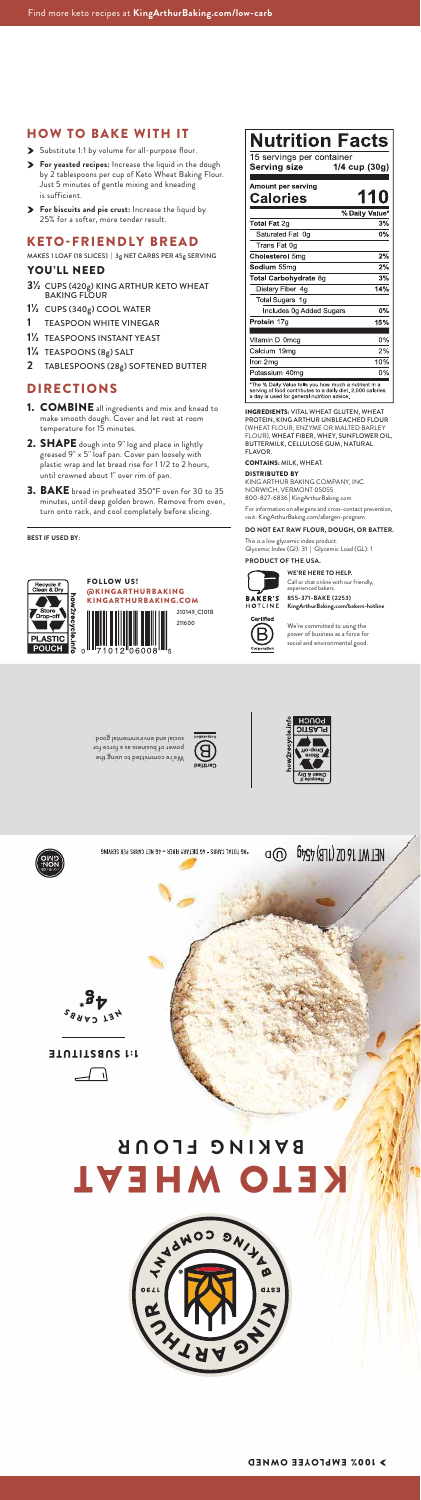Find more keto recipes at KingArthurBaking.com/low-carb

## HOW TO BAKE WITH IT

- Substitute 1:1 by volume for all-purpose flour.
- **For yeasted recipes:** Increase the liquid in the dough by 2 tablespoons per cup of Keto Wheat Baking Flour. Just 5 minutes of gentle mixing and kneading is sufficient.
- **For biscuits and pie crust:** Increase the liquid by 25% for a softer, more tender result.

## KETO-FRIENDLY BREAD

MAKES 1 LOAF (18 SLICES) | 3g NET CARBS PER 45g SERVING

### YOU'LL NEED

- **3½** CUPS (420g) KING ARTHUR KETO WHEAT BAKING FLOUR
- **1½** CUPS (340g) COOL WATER
- **1** TEASPOON WHITE VINEGAR
- **1½** TEASPOONS INSTANT YEAST
- **1¼** TEASPOONS (8g) SALT
- **2** TABLESPOONS (28g) SOFTENED BUTTER

## DIRECTIONS

1. **COMBINE** all ingredients and mix and knead to make smooth dough. Cover and let rest at room temperature for 15 minutes.
2. **SHAPE** dough into 9" log and place in lightly greased 9" x 5" loaf pan. Cover pan loosely with plastic wrap and let bread rise for 1 1/2 to 2 hours, until crowned about 1" over rim of pan.
3. **BAKE** bread in preheated 350°F oven for 30 to 35 minutes, until deep golden brown. Remove from oven, turn onto rack, and cool completely before slicing.

**BEST IF USED BY:**

Recycle if Clean & Dry | Store Drop-off | PLASTIC POUCH | how2recycle.info

**FOLLOW US!**
**@KINGARTHURBAKING**
**KINGARTHURBAKING.COM**

210149_C1018
211600

0 71012 06008 5

# Nutrition Facts

15 servings per container
**Serving size 1/4 cup (30g)**

| | |
|---|---|
| **Amount per serving** | |
| **Calories** | **110** |
| | **% Daily Value*** |
| **Total Fat** 2g | **3%** |
| Saturated Fat 0g | **0%** |
| Trans Fat 0g | |
| **Cholesterol** 5mg | **2%** |
| **Sodium** 55mg | **2%** |
| **Total Carbohydrate** 8g | **3%** |
| Dietary Fiber 4g | **14%** |
| Total Sugars 1g | |
| Includes 0g Added Sugars | **0%** |
| **Protein** 17g | **15%** |
| Vitamin D 0mcg | 0% |
| Calcium 19mg | 2% |
| Iron 2mg | 10% |
| Potassium 40mg | 0% |

*The % Daily Value tells you how much a nutrient in a serving of food contributes to a daily diet. 2,000 calories a day is used for general nutrition advice.

**INGREDIENTS:** VITAL WHEAT GLUTEN, WHEAT PROTEIN, KING ARTHUR UNBLEACHED FLOUR (WHEAT FLOUR, ENZYME OR MALTED BARLEY FLOUR), WHEAT FIBER, WHEY, SUNFLOWER OIL, BUTTERMILK, CELLULOSE GUM, NATURAL FLAVOR.

**CONTAINS:** MILK, WHEAT.

**DISTRIBUTED BY**
KING ARTHUR BAKING COMPANY, INC.
NORWICH, VERMONT 05055
800-827-6836 | KingArthurBaking.com

For information on allergens and cross-contact prevention, visit: KingArthurBaking.com/allergen-program

**DO NOT EAT RAW FLOUR, DOUGH, OR BATTER.**

This is a low glycemic index product.
Glycemic Index (GI): 31 | Glycemic Load (GL): 1

**PRODUCT OF THE USA.**

**WE'RE HERE TO HELP.**
Call or chat online with our friendly, experienced bakers.

BAKER'S HOTLINE
**855-371-BAKE (2253)**
**KingArthurBaking.com/bakers-hotline**

Certified B Corporation

We're committed to using the power of business as a force for social and environmental good.

NET WT 16 OZ (1 LB) 454g

*4g TOTAL CARBS - 4g DIETARY FIBER = 4g NET CARBS PER SERVING

4g NET CARBS*

1:1 SUBSTITUTE

# KETO WHEAT

## BAKING FLOUR

KING ARTHUR BAKING COMPANY ESTD 1790

NON GMO

> 100% EMPLOYEE OWNED